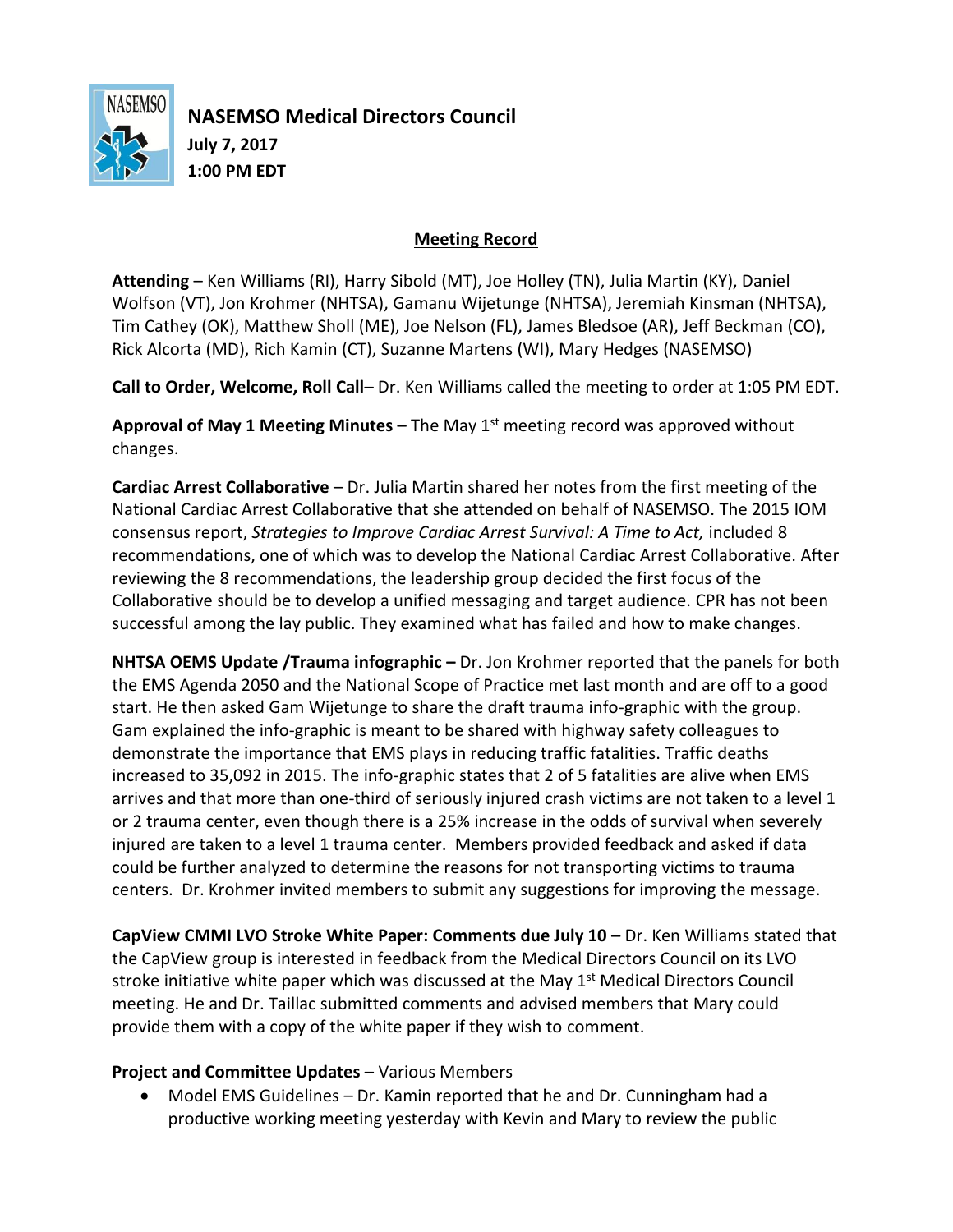**NASEMSO Medical Directors Council**
**July 7, 2017**
**1:00 PM EDT**

## Meeting Record

**Attending** – Ken Williams (RI), Harry Sibold (MT), Joe Holley (TN), Julia Martin (KY), Daniel Wolfson (VT), Jon Krohmer (NHTSA), Gamanu Wijetunge (NHTSA), Jeremiah Kinsman (NHTSA), Tim Cathey (OK), Matthew Sholl (ME), Joe Nelson (FL), James Bledsoe (AR), Jeff Beckman (CO), Rick Alcorta (MD), Rich Kamin (CT), Suzanne Martens (WI), Mary Hedges (NASEMSO)

**Call to Order, Welcome, Roll Call**– Dr. Ken Williams called the meeting to order at 1:05 PM EDT.

**Approval of May 1 Meeting Minutes** – The May 1st meeting record was approved without changes.

**Cardiac Arrest Collaborative** – Dr. Julia Martin shared her notes from the first meeting of the National Cardiac Arrest Collaborative that she attended on behalf of NASEMSO. The 2015 IOM consensus report, *Strategies to Improve Cardiac Arrest Survival: A Time to Act,* included 8 recommendations, one of which was to develop the National Cardiac Arrest Collaborative. After reviewing the 8 recommendations, the leadership group decided the first focus of the Collaborative should be to develop a unified messaging and target audience. CPR has not been successful among the lay public. They examined what has failed and how to make changes.

**NHTSA OEMS Update /Trauma infographic –** Dr. Jon Krohmer reported that the panels for both the EMS Agenda 2050 and the National Scope of Practice met last month and are off to a good start. He then asked Gam Wijetunge to share the draft trauma info-graphic with the group. Gam explained the info-graphic is meant to be shared with highway safety colleagues to demonstrate the importance that EMS plays in reducing traffic fatalities. Traffic deaths increased to 35,092 in 2015. The info-graphic states that 2 of 5 fatalities are alive when EMS arrives and that more than one-third of seriously injured crash victims are not taken to a level 1 or 2 trauma center, even though there is a 25% increase in the odds of survival when severely injured are taken to a level 1 trauma center. Members provided feedback and asked if data could be further analyzed to determine the reasons for not transporting victims to trauma centers. Dr. Krohmer invited members to submit any suggestions for improving the message.

**CapView CMMI LVO Stroke White Paper: Comments due July 10** – Dr. Ken Williams stated that the CapView group is interested in feedback from the Medical Directors Council on its LVO stroke initiative white paper which was discussed at the May 1st Medical Directors Council meeting. He and Dr. Taillac submitted comments and advised members that Mary could provide them with a copy of the white paper if they wish to comment.

**Project and Committee Updates** – Various Members

- Model EMS Guidelines – Dr. Kamin reported that he and Dr. Cunningham had a productive working meeting yesterday with Kevin and Mary to review the public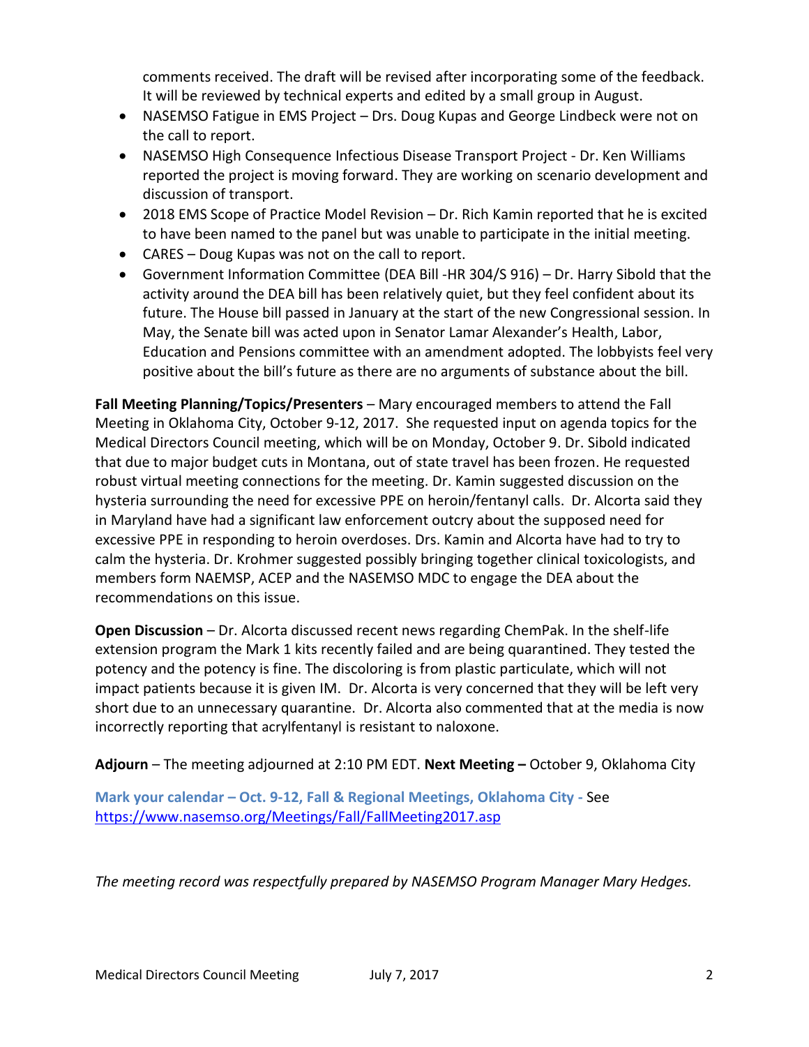comments received. The draft will be revised after incorporating some of the feedback. It will be reviewed by technical experts and edited by a small group in August.

- NASEMSO Fatigue in EMS Project – Drs. Doug Kupas and George Lindbeck were not on the call to report.
- NASEMSO High Consequence Infectious Disease Transport Project - Dr. Ken Williams reported the project is moving forward. They are working on scenario development and discussion of transport.
- 2018 EMS Scope of Practice Model Revision – Dr. Rich Kamin reported that he is excited to have been named to the panel but was unable to participate in the initial meeting.
- CARES – Doug Kupas was not on the call to report.
- Government Information Committee (DEA Bill -HR 304/S 916) – Dr. Harry Sibold that the activity around the DEA bill has been relatively quiet, but they feel confident about its future. The House bill passed in January at the start of the new Congressional session. In May, the Senate bill was acted upon in Senator Lamar Alexander's Health, Labor, Education and Pensions committee with an amendment adopted. The lobbyists feel very positive about the bill's future as there are no arguments of substance about the bill.

**Fall Meeting Planning/Topics/Presenters** – Mary encouraged members to attend the Fall Meeting in Oklahoma City, October 9-12, 2017. She requested input on agenda topics for the Medical Directors Council meeting, which will be on Monday, October 9. Dr. Sibold indicated that due to major budget cuts in Montana, out of state travel has been frozen. He requested robust virtual meeting connections for the meeting. Dr. Kamin suggested discussion on the hysteria surrounding the need for excessive PPE on heroin/fentanyl calls. Dr. Alcorta said they in Maryland have had a significant law enforcement outcry about the supposed need for excessive PPE in responding to heroin overdoses. Drs. Kamin and Alcorta have had to try to calm the hysteria. Dr. Krohmer suggested possibly bringing together clinical toxicologists, and members form NAEMSP, ACEP and the NASEMSO MDC to engage the DEA about the recommendations on this issue.

**Open Discussion** – Dr. Alcorta discussed recent news regarding ChemPak. In the shelf-life extension program the Mark 1 kits recently failed and are being quarantined. They tested the potency and the potency is fine. The discoloring is from plastic particulate, which will not impact patients because it is given IM. Dr. Alcorta is very concerned that they will be left very short due to an unnecessary quarantine. Dr. Alcorta also commented that at the media is now incorrectly reporting that acrylfentanyl is resistant to naloxone.

**Adjourn** – The meeting adjourned at 2:10 PM EDT. **Next Meeting –** October 9, Oklahoma City

**Mark your calendar – Oct. 9-12, Fall & Regional Meetings, Oklahoma City -** See https://www.nasemso.org/Meetings/Fall/FallMeeting2017.asp

*The meeting record was respectfully prepared by NASEMSO Program Manager Mary Hedges.*